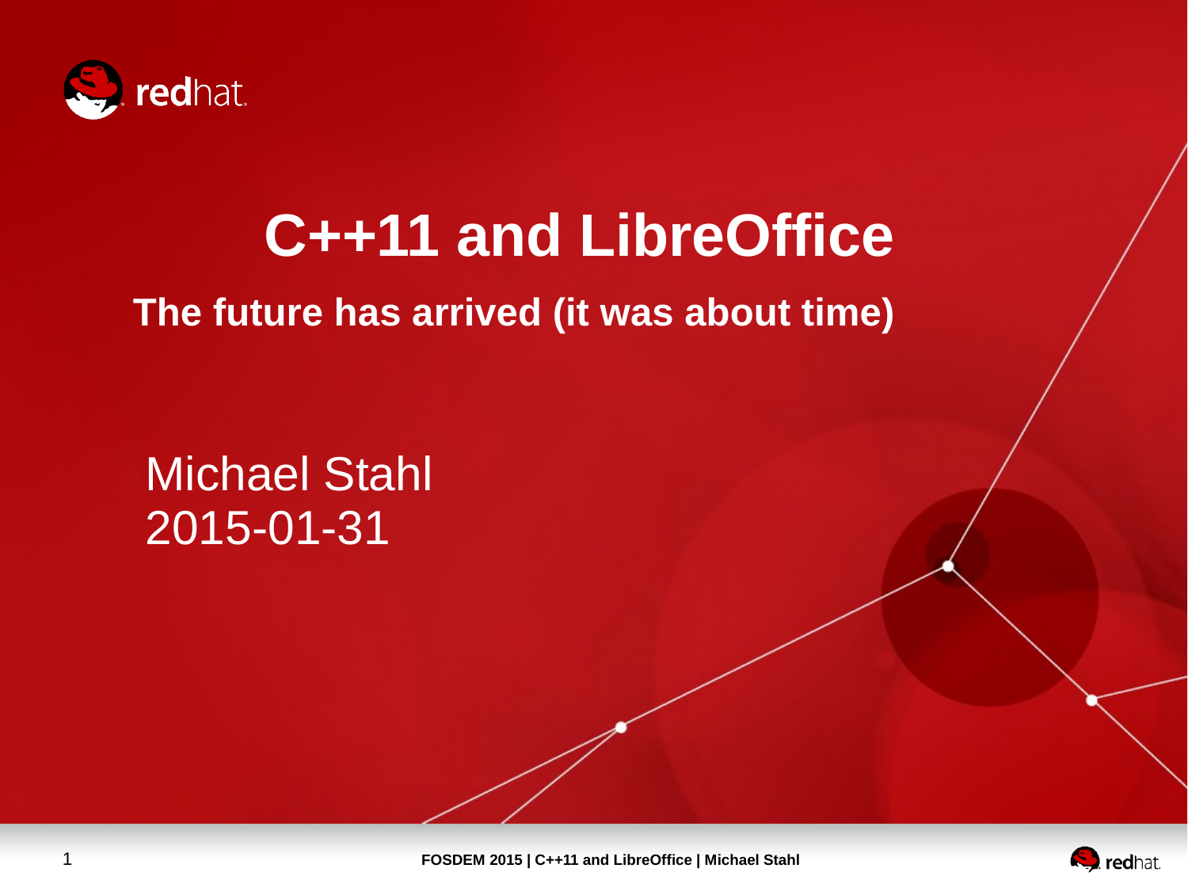# C++11 and LibreOffice

## The future has arrived (it was about time)

Michael Stahl
2015-01-31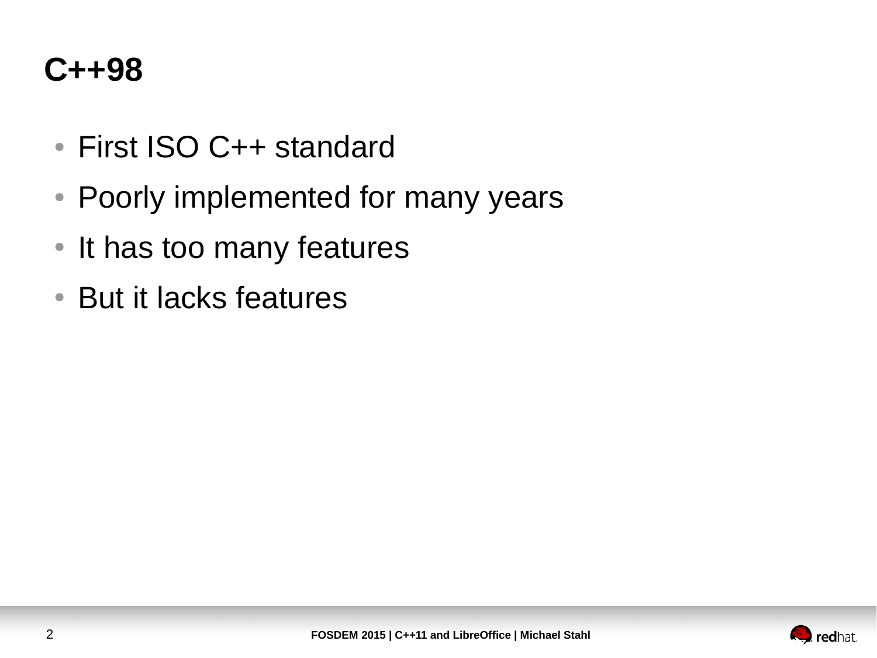# C++98

- First ISO C++ standard
- Poorly implemented for many years
- It has too many features
- But it lacks features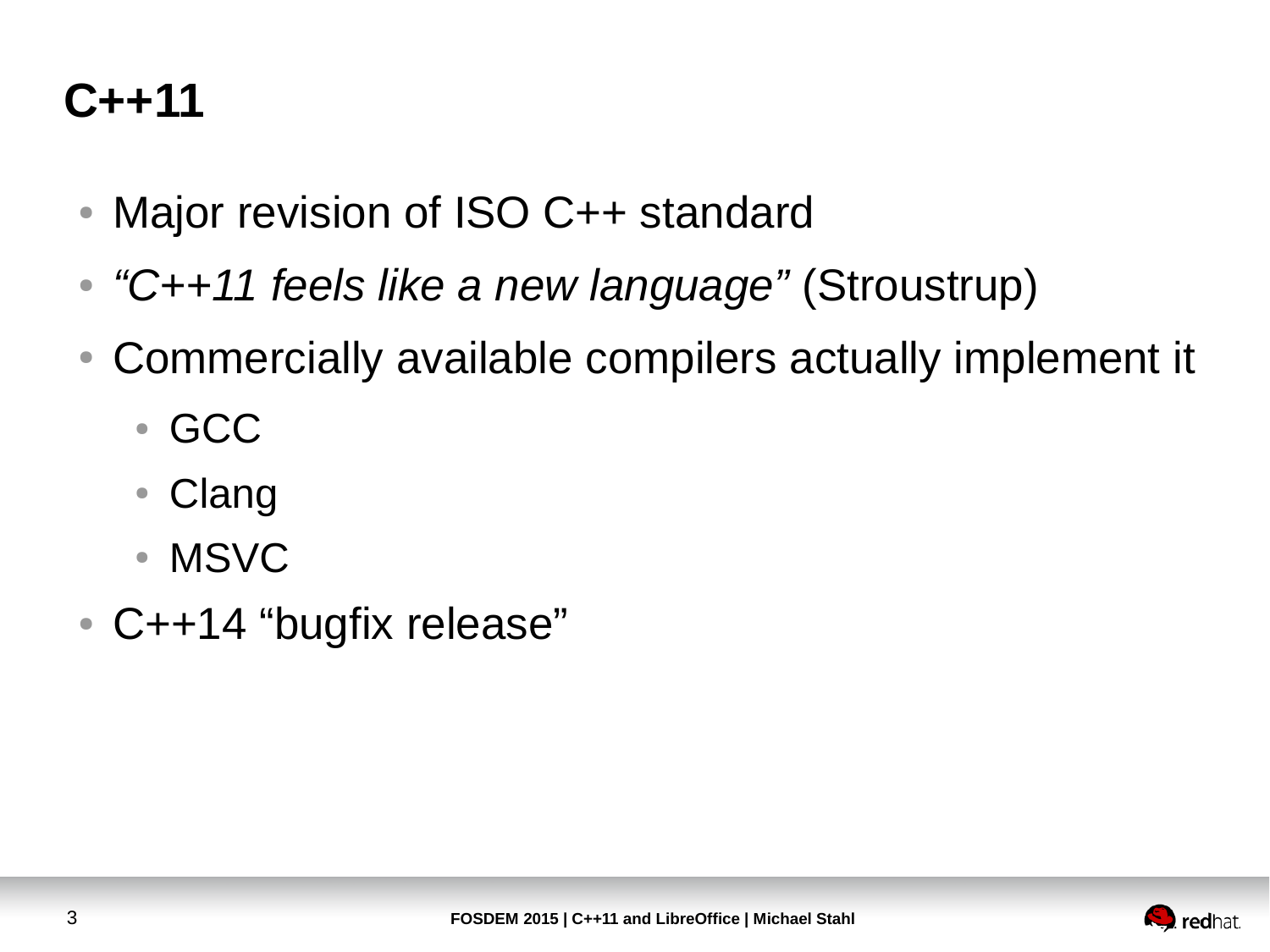# C++11

- Major revision of ISO C++ standard
- *"C++11 feels like a new language"* (Stroustrup)
- Commercially available compilers actually implement it
  - GCC
  - Clang
  - MSVC
- C++14 "bugfix release"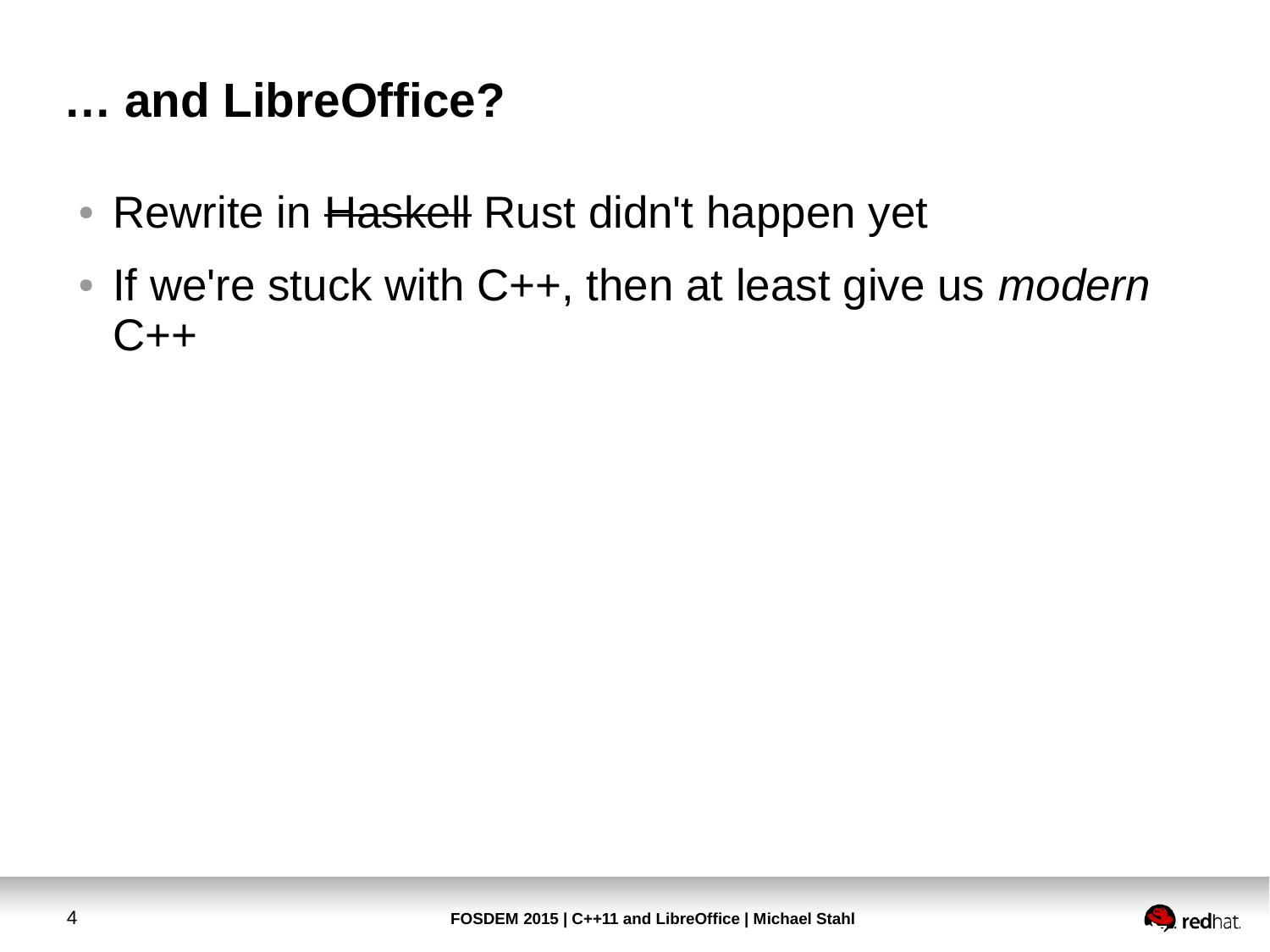# … and LibreOffice?

- Rewrite in ~~Haskell~~ Rust didn't happen yet
- If we're stuck with C++, then at least give us *modern* C++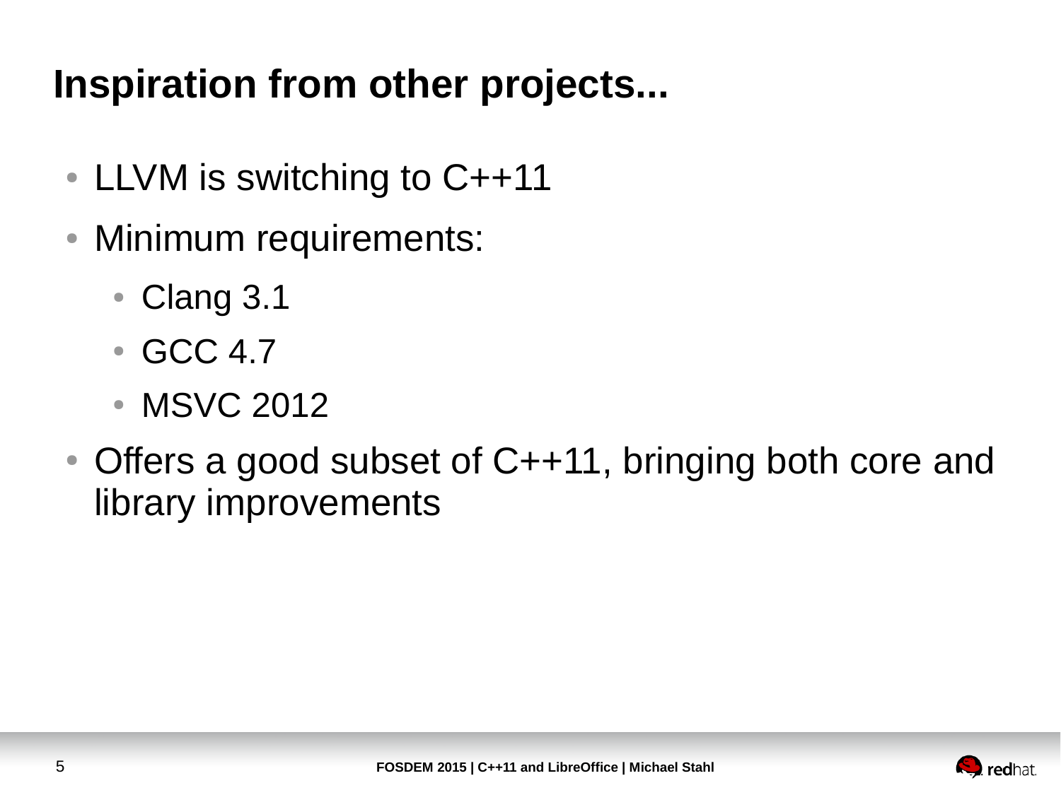# Inspiration from other projects...

- LLVM is switching to C++11
- Minimum requirements:
  - Clang 3.1
  - GCC 4.7
  - MSVC 2012
- Offers a good subset of C++11, bringing both core and library improvements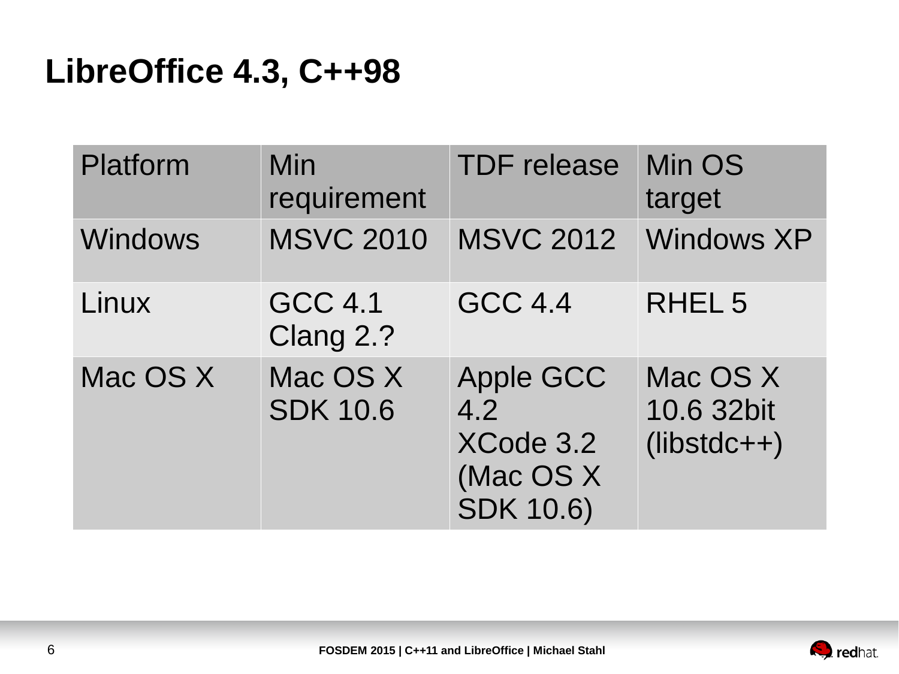# LibreOffice 4.3, C++98

| Platform | Min requirement | TDF release | Min OS target |
| --- | --- | --- | --- |
| Windows | MSVC 2010 | MSVC 2012 | Windows XP |
| Linux | GCC 4.1 Clang 2.? | GCC 4.4 | RHEL 5 |
| Mac OS X | Mac OS X SDK 10.6 | Apple GCC 4.2 XCode 3.2 (Mac OS X SDK 10.6) | Mac OS X 10.6 32bit (libstdc++) |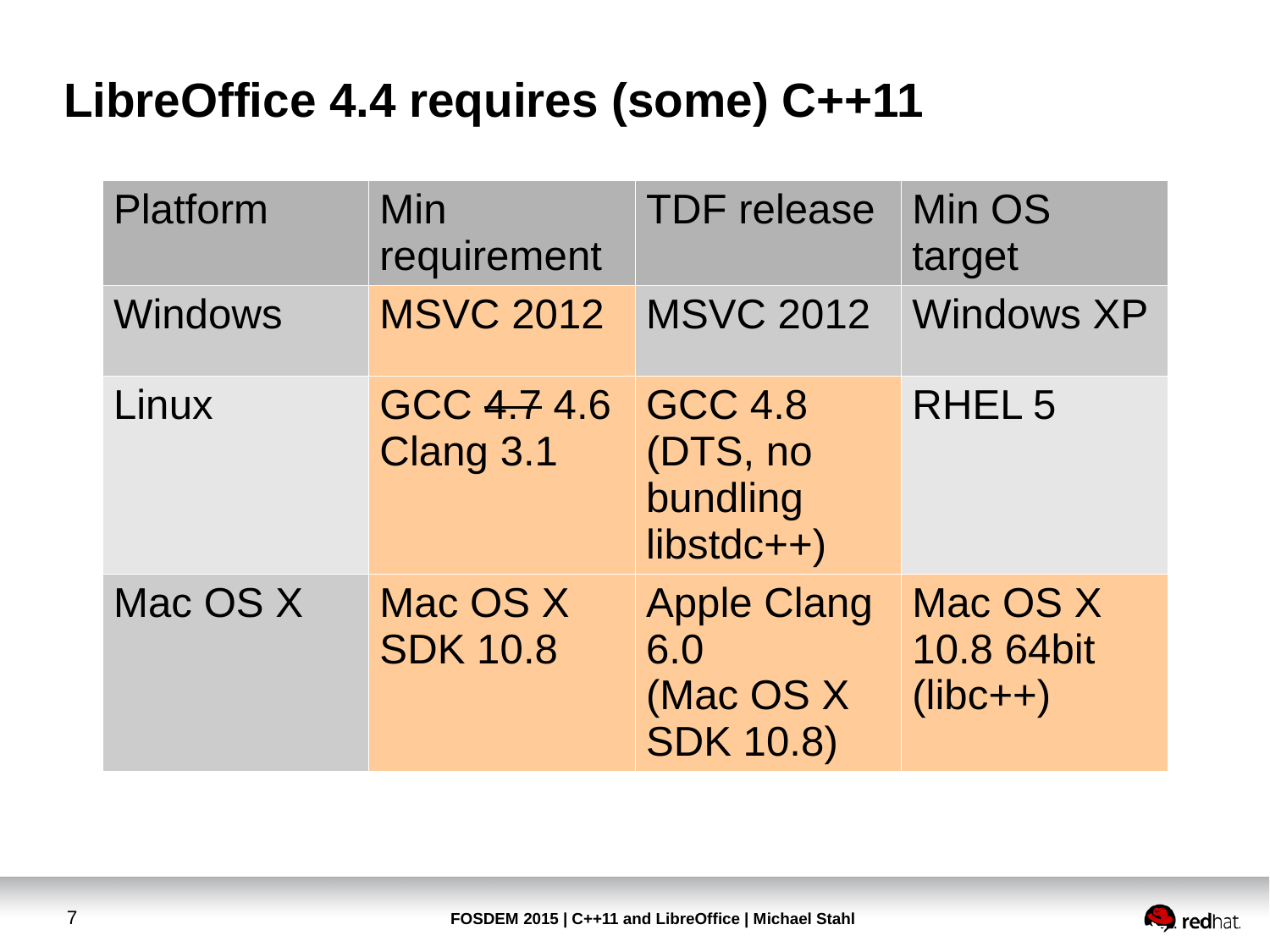# LibreOffice 4.4 requires (some) C++11

| Platform | Min requirement | TDF release | Min OS target |
|---|---|---|---|
| Windows | MSVC 2012 | MSVC 2012 | Windows XP |
| Linux | GCC ~~4.7~~ 4.6 Clang 3.1 | GCC 4.8 (DTS, no bundling libstdc++) | RHEL 5 |
| Mac OS X | Mac OS X SDK 10.8 | Apple Clang 6.0 (Mac OS X SDK 10.8) | Mac OS X 10.8 64bit (libc++) |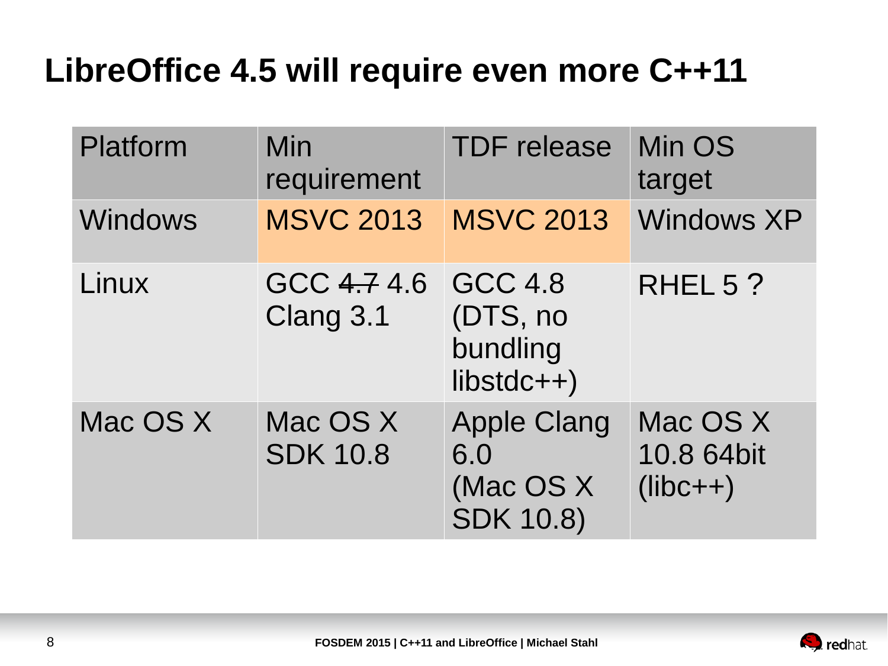# LibreOffice 4.5 will require even more C++11

| Platform | Min requirement | TDF release | Min OS target |
| --- | --- | --- | --- |
| Windows | MSVC 2013 | MSVC 2013 | Windows XP |
| Linux | GCC ~~4.7~~ 4.6 Clang 3.1 | GCC 4.8 (DTS, no bundling libstdc++) | RHEL 5 ? |
| Mac OS X | Mac OS X SDK 10.8 | Apple Clang 6.0 (Mac OS X SDK 10.8) | Mac OS X 10.8 64bit (libc++) |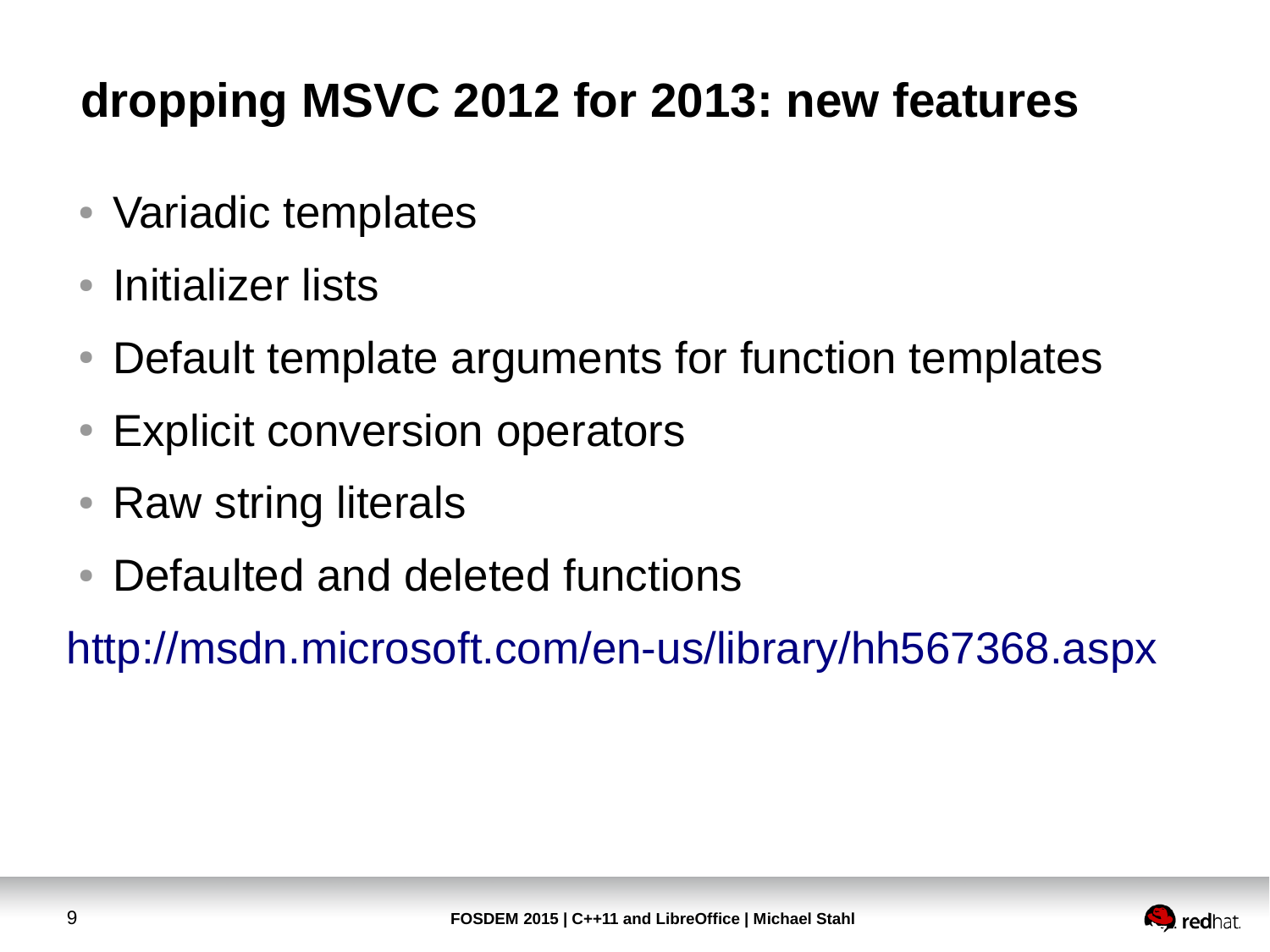# dropping MSVC 2012 for 2013: new features

- Variadic templates
- Initializer lists
- Default template arguments for function templates
- Explicit conversion operators
- Raw string literals
- Defaulted and deleted functions

http://msdn.microsoft.com/en-us/library/hh567368.aspx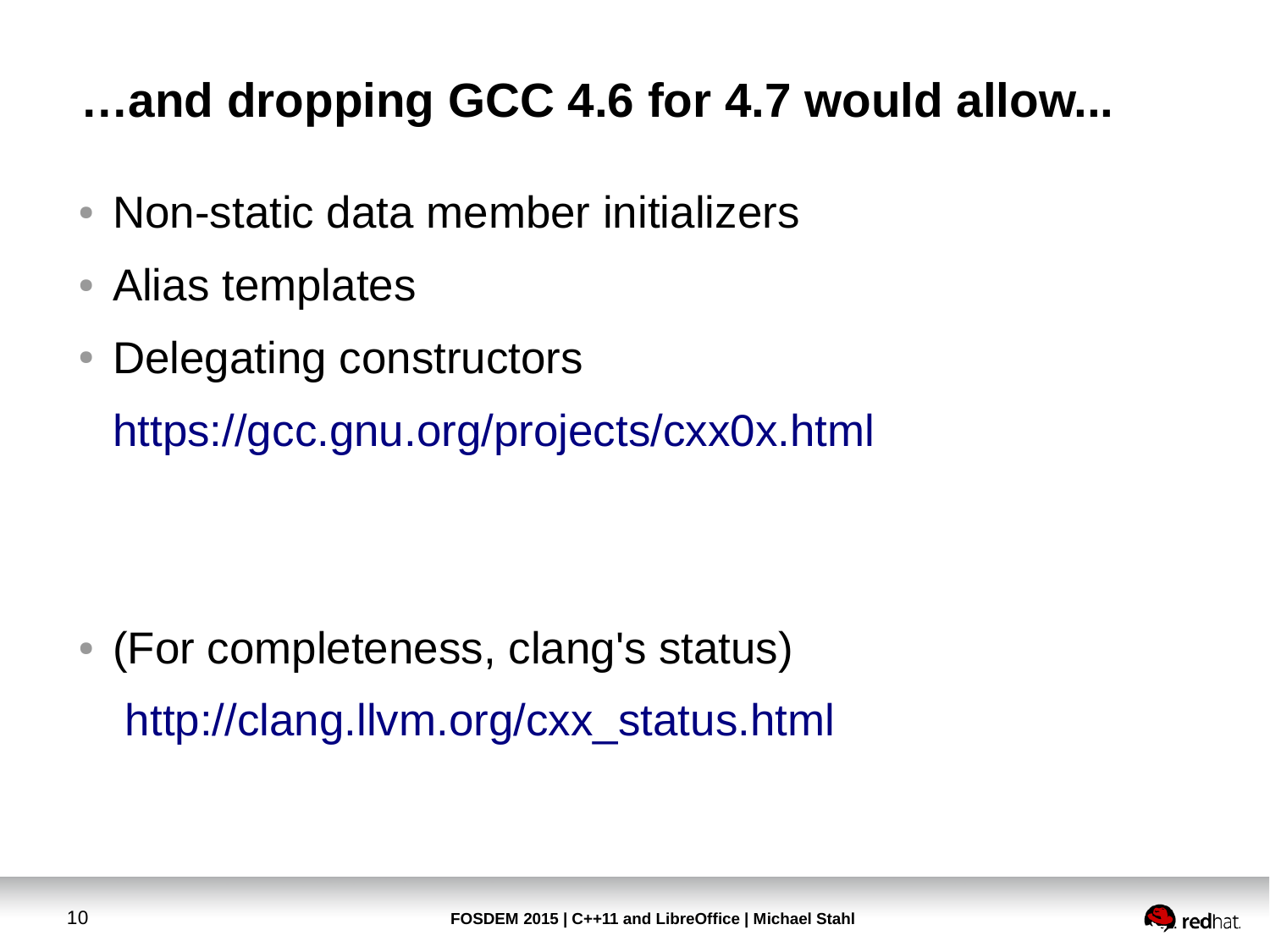# …and dropping GCC 4.6 for 4.7 would allow...

- Non-static data member initializers
- Alias templates
- Delegating constructors

  https://gcc.gnu.org/projects/cxx0x.html

- (For completeness, clang's status)

  http://clang.llvm.org/cxx_status.html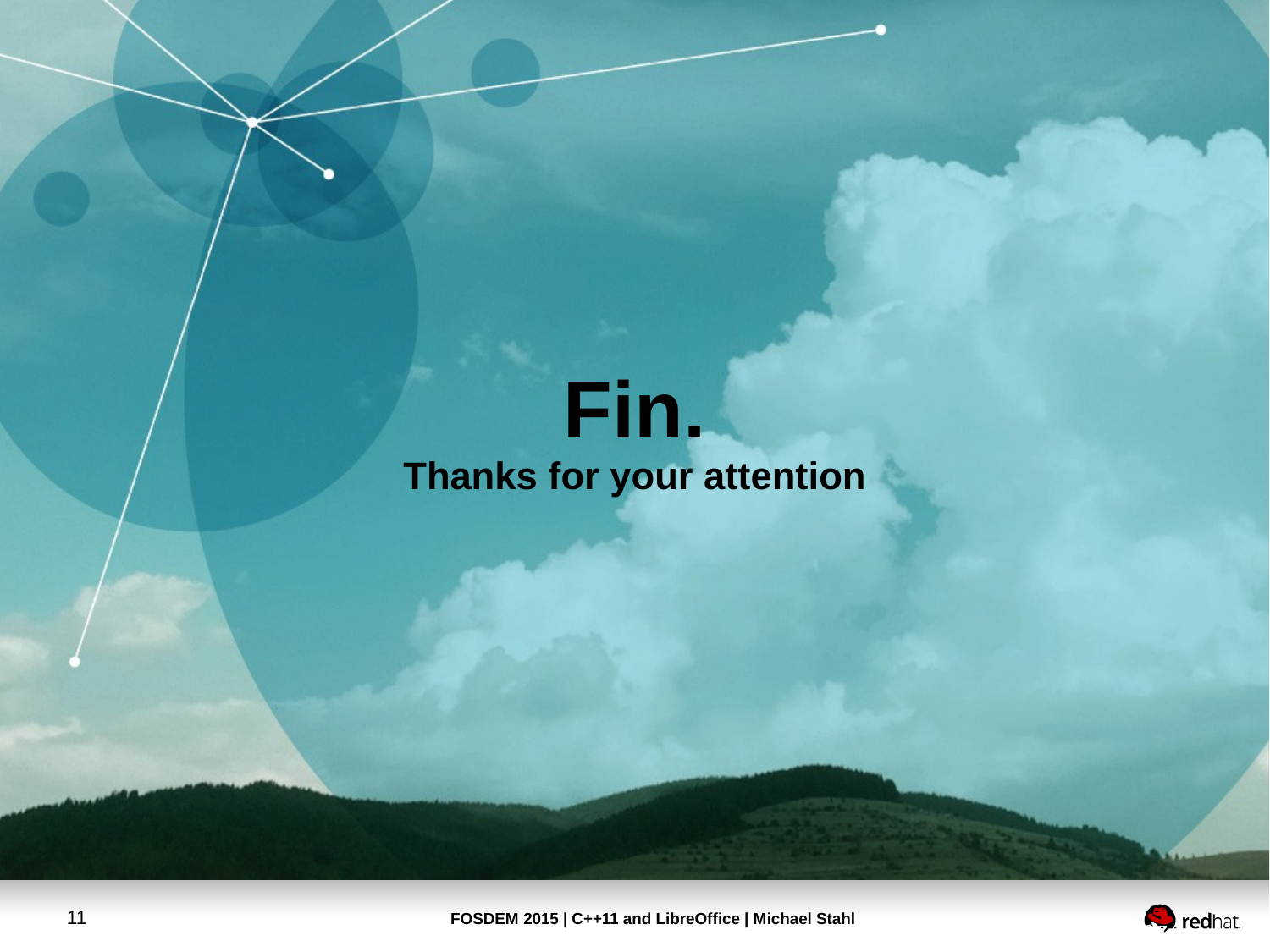# Fin.

**Thanks for your attention**